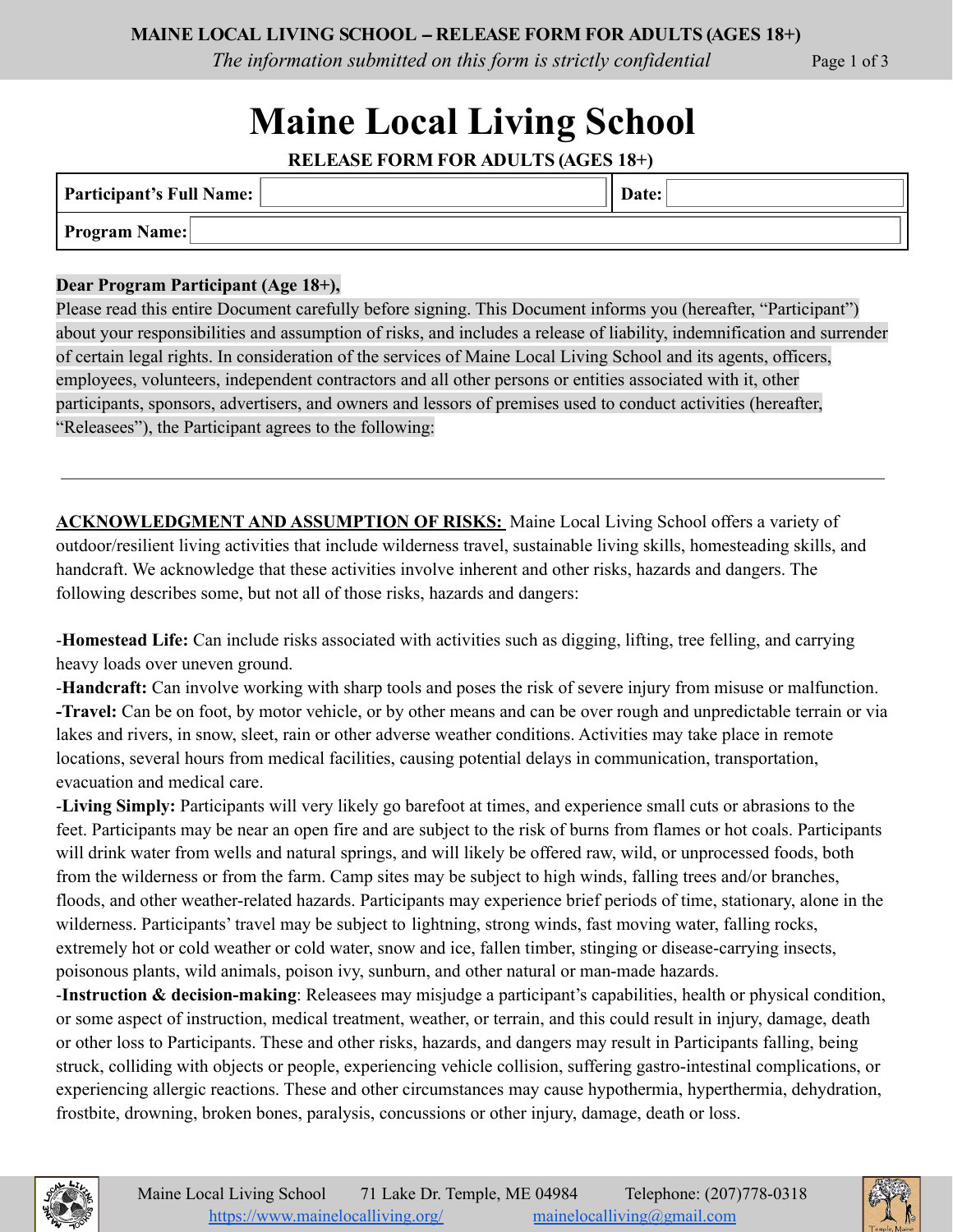# Maine Local Living School

**RELEASE FORM FOR ADULTS (AGES 18+)**

| **Participant's Full Name:** | | **Date:** | |
|---|---|---|---|
| **Program Name:** | | | |

**Dear Program Participant (Age 18+),**

Please read this entire Document carefully before signing. This Document informs you (hereafter, "Participant") about your responsibilities and assumption of risks, and includes a release of liability, indemnification and surrender of certain legal rights. In consideration of the services of Maine Local Living School and its agents, officers, employees, volunteers, independent contractors and all other persons or entities associated with it, other participants, sponsors, advertisers, and owners and lessors of premises used to conduct activities (hereafter, "Releasees"), the Participant agrees to the following:

---

**ACKNOWLEDGMENT AND ASSUMPTION OF RISKS:** Maine Local Living School offers a variety of outdoor/resilient living activities that include wilderness travel, sustainable living skills, homesteading skills, and handcraft. We acknowledge that these activities involve inherent and other risks, hazards and dangers. The following describes some, but not all of those risks, hazards and dangers:

-**Homestead Life:** Can include risks associated with activities such as digging, lifting, tree felling, and carrying heavy loads over uneven ground.

-**Handcraft:** Can involve working with sharp tools and poses the risk of severe injury from misuse or malfunction.

**-Travel:** Can be on foot, by motor vehicle, or by other means and can be over rough and unpredictable terrain or via lakes and rivers, in snow, sleet, rain or other adverse weather conditions. Activities may take place in remote locations, several hours from medical facilities, causing potential delays in communication, transportation, evacuation and medical care.

-**Living Simply:** Participants will very likely go barefoot at times, and experience small cuts or abrasions to the feet. Participants may be near an open fire and are subject to the risk of burns from flames or hot coals. Participants will drink water from wells and natural springs, and will likely be offered raw, wild, or unprocessed foods, both from the wilderness or from the farm. Camp sites may be subject to high winds, falling trees and/or branches, floods, and other weather-related hazards. Participants may experience brief periods of time, stationary, alone in the wilderness. Participants' travel may be subject to lightning, strong winds, fast moving water, falling rocks, extremely hot or cold weather or cold water, snow and ice, fallen timber, stinging or disease-carrying insects, poisonous plants, wild animals, poison ivy, sunburn, and other natural or man-made hazards.

-**Instruction & decision-making**: Releasees may misjudge a participant's capabilities, health or physical condition, or some aspect of instruction, medical treatment, weather, or terrain, and this could result in injury, damage, death or other loss to Participants. These and other risks, hazards, and dangers may result in Participants falling, being struck, colliding with objects or people, experiencing vehicle collision, suffering gastro-intestinal complications, or experiencing allergic reactions. These and other circumstances may cause hypothermia, hyperthermia, dehydration, frostbite, drowning, broken bones, paralysis, concussions or other injury, damage, death or loss.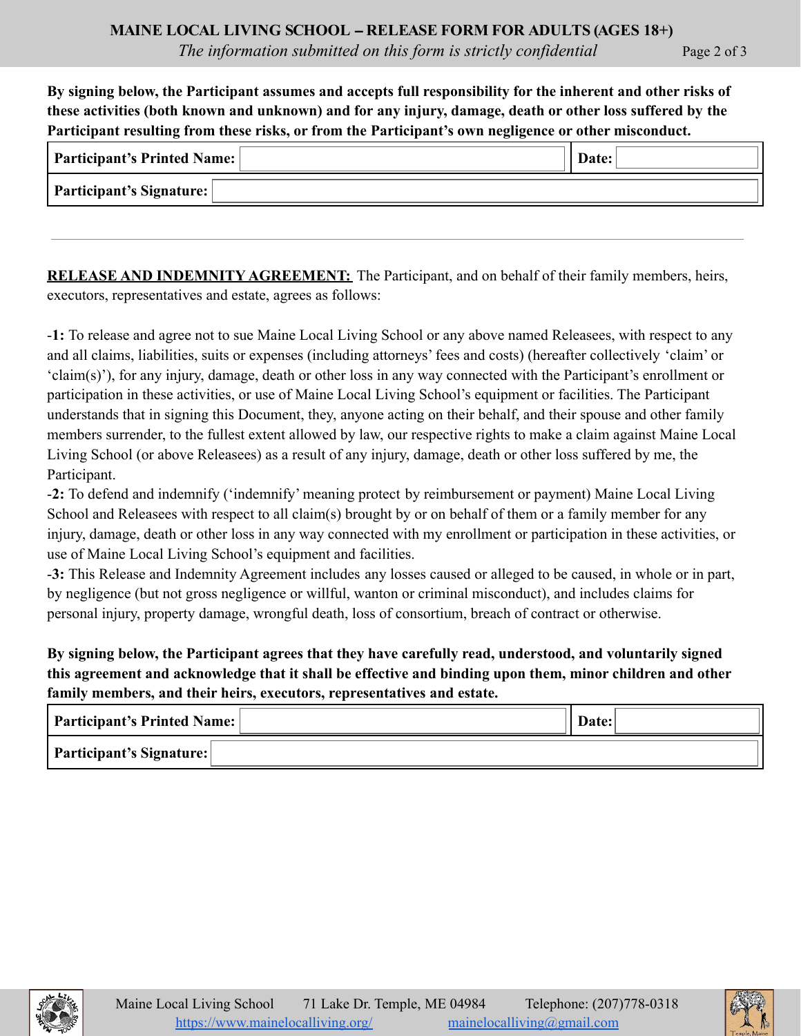**By signing below, the Participant assumes and accepts full responsibility for the inherent and other risks of these activities (both known and unknown) and for any injury, damage, death or other loss suffered by the Participant resulting from these risks, or from the Participant's own negligence or other misconduct.**

| **Participant's Printed Name:** | | **Date:** | |
|---|---|---|---|
| **Participant's Signature:** | | | |

---

**RELEASE AND INDEMNITY AGREEMENT:** The Participant, and on behalf of their family members, heirs, executors, representatives and estate, agrees as follows:

-**1:** To release and agree not to sue Maine Local Living School or any above named Releasees, with respect to any and all claims, liabilities, suits or expenses (including attorneys' fees and costs) (hereafter collectively 'claim' or 'claim(s)'), for any injury, damage, death or other loss in any way connected with the Participant's enrollment or participation in these activities, or use of Maine Local Living School's equipment or facilities. The Participant understands that in signing this Document, they, anyone acting on their behalf, and their spouse and other family members surrender, to the fullest extent allowed by law, our respective rights to make a claim against Maine Local Living School (or above Releasees) as a result of any injury, damage, death or other loss suffered by me, the Participant.

-**2:** To defend and indemnify ('indemnify' meaning protect by reimbursement or payment) Maine Local Living School and Releasees with respect to all claim(s) brought by or on behalf of them or a family member for any injury, damage, death or other loss in any way connected with my enrollment or participation in these activities, or use of Maine Local Living School's equipment and facilities.

-**3:** This Release and Indemnity Agreement includes any losses caused or alleged to be caused, in whole or in part, by negligence (but not gross negligence or willful, wanton or criminal misconduct), and includes claims for personal injury, property damage, wrongful death, loss of consortium, breach of contract or otherwise.

**By signing below, the Participant agrees that they have carefully read, understood, and voluntarily signed this agreement and acknowledge that it shall be effective and binding upon them, minor children and other family members, and their heirs, executors, representatives and estate.**

| **Participant's Printed Name:** | | **Date:** | |
|---|---|---|---|
| **Participant's Signature:** | | | |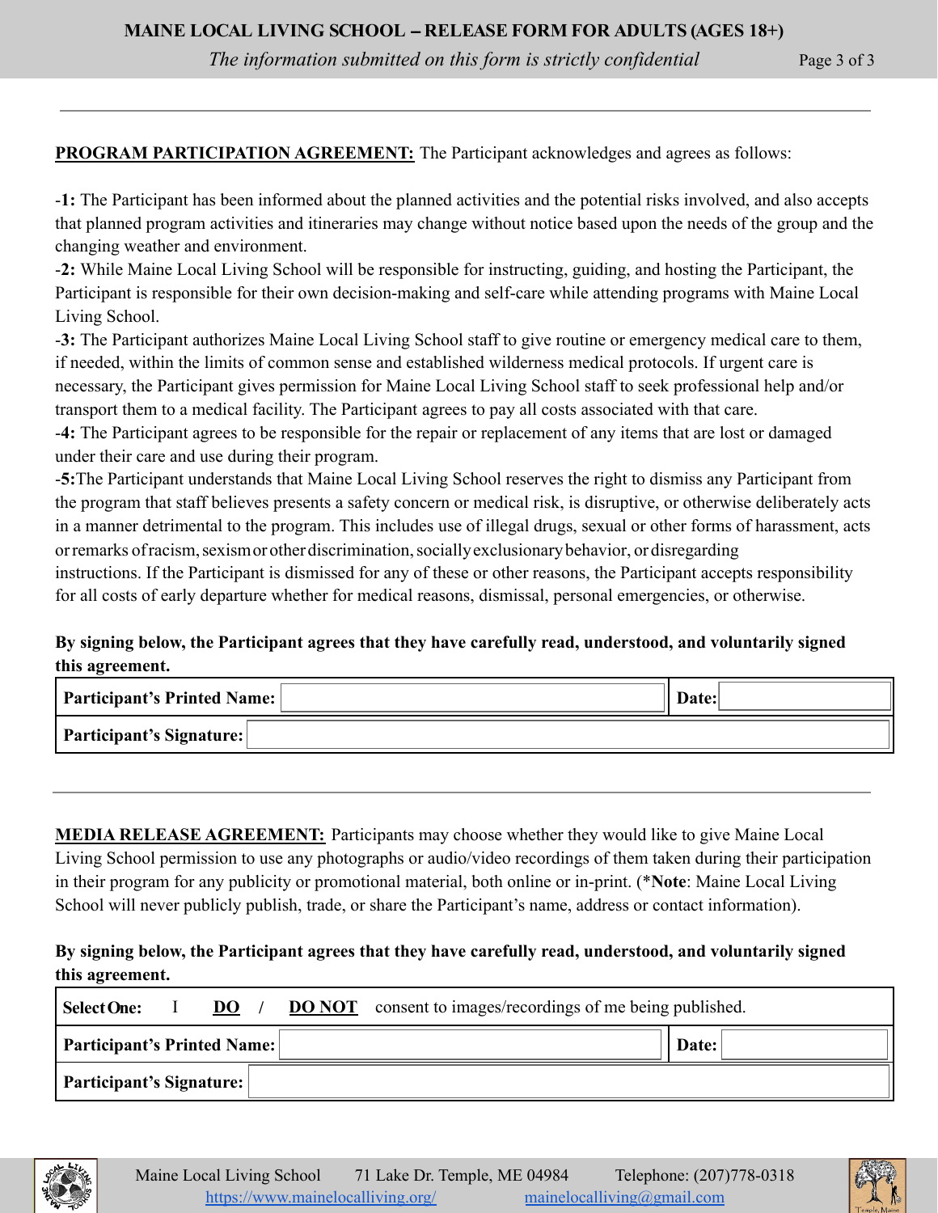**PROGRAM PARTICIPATION AGREEMENT:** The Participant acknowledges and agrees as follows:

-**1:** The Participant has been informed about the planned activities and the potential risks involved, and also accepts that planned program activities and itineraries may change without notice based upon the needs of the group and the changing weather and environment.

-**2:** While Maine Local Living School will be responsible for instructing, guiding, and hosting the Participant, the Participant is responsible for their own decision-making and self-care while attending programs with Maine Local Living School.

-**3:** The Participant authorizes Maine Local Living School staff to give routine or emergency medical care to them, if needed, within the limits of common sense and established wilderness medical protocols. If urgent care is necessary, the Participant gives permission for Maine Local Living School staff to seek professional help and/or transport them to a medical facility. The Participant agrees to pay all costs associated with that care.

-**4:** The Participant agrees to be responsible for the repair or replacement of any items that are lost or damaged under their care and use during their program.

-**5:**The Participant understands that Maine Local Living School reserves the right to dismiss any Participant from the program that staff believes presents a safety concern or medical risk, is disruptive, or otherwise deliberately acts in a manner detrimental to the program. This includes use of illegal drugs, sexual or other forms of harassment, acts or remarks of racism, sexism or other discrimination, socially exclusionary behavior, or disregarding instructions. If the Participant is dismissed for any of these or other reasons, the Participant accepts responsibility for all costs of early departure whether for medical reasons, dismissal, personal emergencies, or otherwise.

**By signing below, the Participant agrees that they have carefully read, understood, and voluntarily signed this agreement.**

| | | | |
|---|---|---|---|
| **Participant's Printed Name:** | | **Date:** | |
| **Participant's Signature:** | | | |

**MEDIA RELEASE AGREEMENT:** Participants may choose whether they would like to give Maine Local Living School permission to use any photographs or audio/video recordings of them taken during their participation in their program for any publicity or promotional material, both online or in-print. (\***Note**: Maine Local Living School will never publicly publish, trade, or share the Participant's name, address or contact information).

**By signing below, the Participant agrees that they have carefully read, understood, and voluntarily signed this agreement.**

| | | | |
|---|---|---|---|
| **Select One:** I **DO** / **DO NOT** consent to images/recordings of me being published. | | | |
| **Participant's Printed Name:** | | **Date:** | |
| **Participant's Signature:** | | | |

Maine Local Living School 71 Lake Dr. Temple, ME 04984 Telephone: (207)778-0318
https://www.mainelocalliving.org/ mainelocalliving@gmail.com